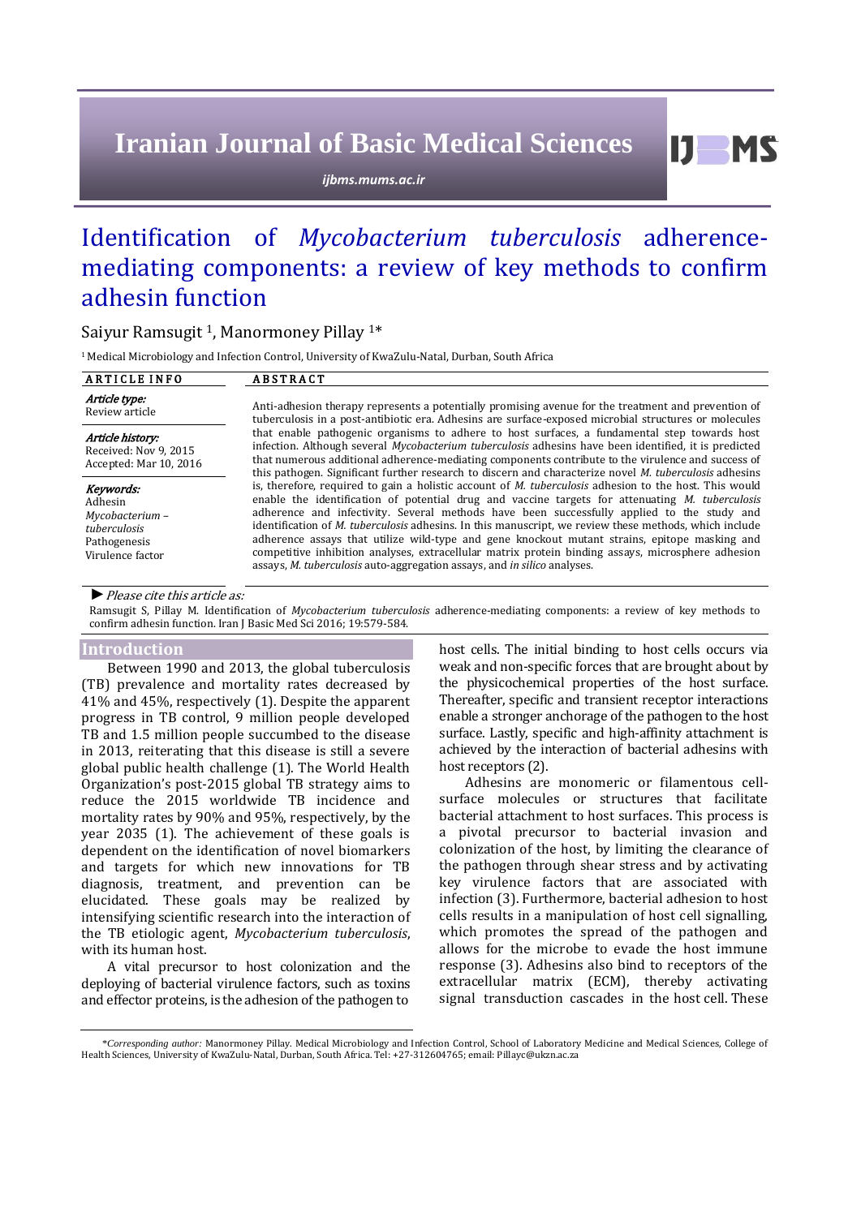Iranian Journal of Basic Medical Sciences

ijbms.mums.ac.ir

# Identification of *Mycobacterium tuberculosis* adherence-mediating components: a review of key methods to confirm adhesin function

Saiyur Ramsugit [1], Manormoney Pillay [1*]

[1] Medical Microbiology and Infection Control, University of KwaZulu-Natal, Durban, South Africa

| ARTICLE INFO | ABSTRACT |
|---|---|
| ***Article type:*** Review article<br><br>***Article history:*** Received: Nov 9, 2015 Accepted: Mar 10, 2016<br><br>***Keywords:*** Adhesin *Mycobacterium – tuberculosis* Pathogenesis Virulence factor | Anti-adhesion therapy represents a potentially promising avenue for the treatment and prevention of tuberculosis in a post-antibiotic era. Adhesins are surface-exposed microbial structures or molecules that enable pathogenic organisms to adhere to host surfaces, a fundamental step towards host infection. Although several *Mycobacterium tuberculosis* adhesins have been identified, it is predicted that numerous additional adherence-mediating components contribute to the virulence and success of this pathogen. Significant further research to discern and characterize novel *M. tuberculosis* adhesins is, therefore, required to gain a holistic account of *M. tuberculosis* adhesion to the host. This would enable the identification of potential drug and vaccine targets for attenuating *M. tuberculosis* adherence and infectivity. Several methods have been successfully applied to the study and identification of *M. tuberculosis* adhesins. In this manuscript, we review these methods, which include adherence assays that utilize wild-type and gene knockout mutant strains, epitope masking and competitive inhibition analyses, extracellular matrix protein binding assays, microsphere adhesion assays, *M. tuberculosis* auto-aggregation assays, and *in silico* analyses. |

► *Please cite this article as:*

Ramsugit S, Pillay M. Identification of *Mycobacterium tuberculosis* adherence-mediating components: a review of key methods to confirm adhesin function. Iran J Basic Med Sci 2016; 19:579-584.

## Introduction

Between 1990 and 2013, the global tuberculosis (TB) prevalence and mortality rates decreased by 41% and 45%, respectively (1). Despite the apparent progress in TB control, 9 million people developed TB and 1.5 million people succumbed to the disease in 2013, reiterating that this disease is still a severe global public health challenge (1). The World Health Organization's post-2015 global TB strategy aims to reduce the 2015 worldwide TB incidence and mortality rates by 90% and 95%, respectively, by the year 2035 (1). The achievement of these goals is dependent on the identification of novel biomarkers and targets for which new innovations for TB diagnosis, treatment, and prevention can be elucidated. These goals may be realized by intensifying scientific research into the interaction of the TB etiologic agent, *Mycobacterium tuberculosis*, with its human host.

A vital precursor to host colonization and the deploying of bacterial virulence factors, such as toxins and effector proteins, is the adhesion of the pathogen to host cells. The initial binding to host cells occurs via weak and non-specific forces that are brought about by the physicochemical properties of the host surface. Thereafter, specific and transient receptor interactions enable a stronger anchorage of the pathogen to the host surface. Lastly, specific and high-affinity attachment is achieved by the interaction of bacterial adhesins with host receptors (2).

Adhesins are monomeric or filamentous cell-surface molecules or structures that facilitate bacterial attachment to host surfaces. This process is a pivotal precursor to bacterial invasion and colonization of the host, by limiting the clearance of the pathogen through shear stress and by activating key virulence factors that are associated with infection (3). Furthermore, bacterial adhesion to host cells results in a manipulation of host cell signalling, which promotes the spread of the pathogen and allows for the microbe to evade the host immune response (3). Adhesins also bind to receptors of the extracellular matrix (ECM), thereby activating signal transduction cascades in the host cell. These

*Corresponding author: Manormoney Pillay. Medical Microbiology and Infection Control, School of Laboratory Medicine and Medical Sciences, College of Health Sciences, University of KwaZulu-Natal, Durban, South Africa. Tel: +27-312604765; email: Pillayc@ukzn.ac.za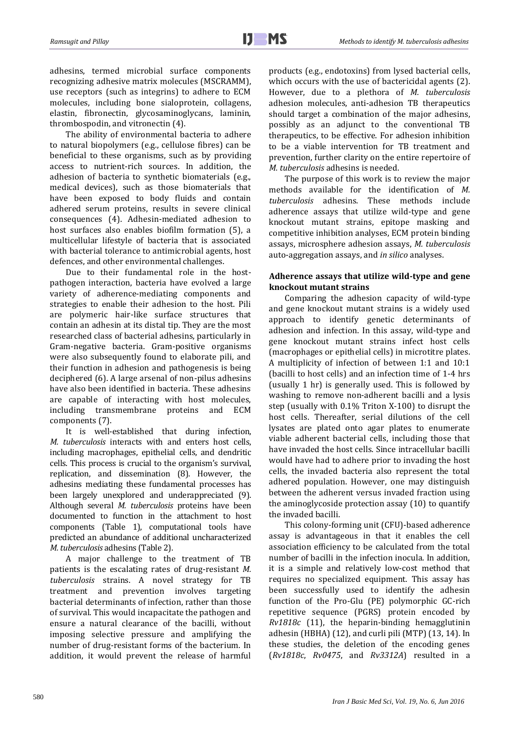adhesins, termed microbial surface components recognizing adhesive matrix molecules (MSCRAMM), use receptors (such as integrins) to adhere to ECM molecules, including bone sialoprotein, collagens, elastin, fibronectin, glycosaminoglycans, laminin, thrombospodin, and vitronectin (4).

The ability of environmental bacteria to adhere to natural biopolymers (e.g., cellulose fibres) can be beneficial to these organisms, such as by providing access to nutrient-rich sources. In addition, the adhesion of bacteria to synthetic biomaterials (e.g., medical devices), such as those biomaterials that have been exposed to body fluids and contain adhered serum proteins, results in severe clinical consequences (4). Adhesin-mediated adhesion to host surfaces also enables biofilm formation (5), a multicellular lifestyle of bacteria that is associated with bacterial tolerance to antimicrobial agents, host defences, and other environmental challenges.

Due to their fundamental role in the host-pathogen interaction, bacteria have evolved a large variety of adherence-mediating components and strategies to enable their adhesion to the host. Pili are polymeric hair-like surface structures that contain an adhesin at its distal tip. They are the most researched class of bacterial adhesins, particularly in Gram-negative bacteria. Gram-positive organisms were also subsequently found to elaborate pili, and their function in adhesion and pathogenesis is being deciphered (6). A large arsenal of non-pilus adhesins have also been identified in bacteria. These adhesins are capable of interacting with host molecules, including transmembrane proteins and ECM components (7).

It is well-established that during infection, *M. tuberculosis* interacts with and enters host cells, including macrophages, epithelial cells, and dendritic cells. This process is crucial to the organism's survival, replication, and dissemination (8). However, the adhesins mediating these fundamental processes has been largely unexplored and underappreciated (9). Although several *M. tuberculosis* proteins have been documented to function in the attachment to host components (Table 1), computational tools have predicted an abundance of additional uncharacterized *M. tuberculosis* adhesins (Table 2).

A major challenge to the treatment of TB patients is the escalating rates of drug-resistant *M. tuberculosis* strains. A novel strategy for TB treatment and prevention involves targeting bacterial determinants of infection, rather than those of survival. This would incapacitate the pathogen and ensure a natural clearance of the bacilli, without imposing selective pressure and amplifying the number of drug-resistant forms of the bacterium. In addition, it would prevent the release of harmful products (e.g., endotoxins) from lysed bacterial cells, which occurs with the use of bactericidal agents (2). However, due to a plethora of *M. tuberculosis* adhesion molecules, anti-adhesion TB therapeutics should target a combination of the major adhesins, possibly as an adjunct to the conventional TB therapeutics, to be effective. For adhesion inhibition to be a viable intervention for TB treatment and prevention, further clarity on the entire repertoire of *M. tuberculosis* adhesins is needed.

The purpose of this work is to review the major methods available for the identification of *M. tuberculosis* adhesins. These methods include adherence assays that utilize wild-type and gene knockout mutant strains, epitope masking and competitive inhibition analyses, ECM protein binding assays, microsphere adhesion assays, *M. tuberculosis* auto-aggregation assays, and *in silico* analyses.

### Adherence assays that utilize wild-type and gene knockout mutant strains

Comparing the adhesion capacity of wild-type and gene knockout mutant strains is a widely used approach to identify genetic determinants of adhesion and infection. In this assay, wild-type and gene knockout mutant strains infect host cells (macrophages or epithelial cells) in microtitre plates. A multiplicity of infection of between 1:1 and 10:1 (bacilli to host cells) and an infection time of 1-4 hrs (usually 1 hr) is generally used. This is followed by washing to remove non-adherent bacilli and a lysis step (usually with 0.1% Triton X-100) to disrupt the host cells. Thereafter, serial dilutions of the cell lysates are plated onto agar plates to enumerate viable adherent bacterial cells, including those that have invaded the host cells. Since intracellular bacilli would have had to adhere prior to invading the host cells, the invaded bacteria also represent the total adhered population. However, one may distinguish between the adherent versus invaded fraction using the aminoglycoside protection assay (10) to quantify the invaded bacilli.

This colony-forming unit (CFU)-based adherence assay is advantageous in that it enables the cell association efficiency to be calculated from the total number of bacilli in the infection inocula. In addition, it is a simple and relatively low-cost method that requires no specialized equipment. This assay has been successfully used to identify the adhesin function of the Pro-Glu (PE) polymorphic GC-rich repetitive sequence (PGRS) protein encoded by *Rv1818c* (11), the heparin-binding hemagglutinin adhesin (HBHA) (12), and curli pili (MTP) (13, 14). In these studies, the deletion of the encoding genes (*Rv1818c*, *Rv0475*, and *Rv3312A*) resulted in a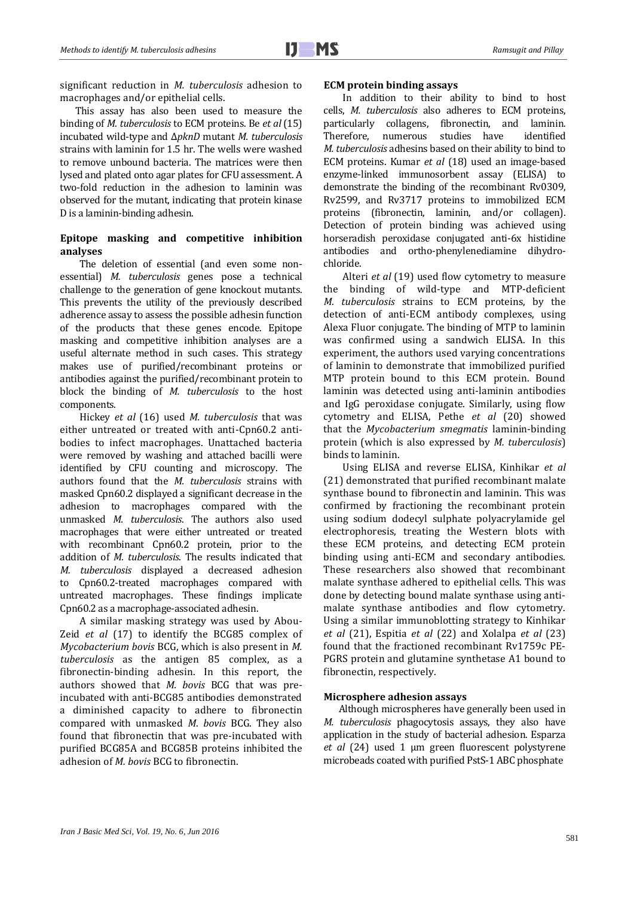significant reduction in *M. tuberculosis* adhesion to macrophages and/or epithelial cells.

This assay has also been used to measure the binding of *M. tuberculosis* to ECM proteins. Be *et al* (15) incubated wild-type and Δ*pknD* mutant *M. tuberculosis* strains with laminin for 1.5 hr. The wells were washed to remove unbound bacteria. The matrices were then lysed and plated onto agar plates for CFU assessment. A two-fold reduction in the adhesion to laminin was observed for the mutant, indicating that protein kinase D is a laminin-binding adhesin.

### Epitope masking and competitive inhibition analyses

The deletion of essential (and even some non-essential) *M. tuberculosis* genes pose a technical challenge to the generation of gene knockout mutants. This prevents the utility of the previously described adherence assay to assess the possible adhesin function of the products that these genes encode. Epitope masking and competitive inhibition analyses are a useful alternate method in such cases. This strategy makes use of purified/recombinant proteins or antibodies against the purified/recombinant protein to block the binding of *M. tuberculosis* to the host components.

Hickey *et al* (16) used *M. tuberculosis* that was either untreated or treated with anti-Cpn60.2 antibodies to infect macrophages. Unattached bacteria were removed by washing and attached bacilli were identified by CFU counting and microscopy. The authors found that the *M. tuberculosis* strains with masked Cpn60.2 displayed a significant decrease in the adhesion to macrophages compared with the unmasked *M. tuberculosis*. The authors also used macrophages that were either untreated or treated with recombinant Cpn60.2 protein, prior to the addition of *M. tuberculosis*. The results indicated that *M. tuberculosis* displayed a decreased adhesion to Cpn60.2-treated macrophages compared with untreated macrophages. These findings implicate Cpn60.2 as a macrophage-associated adhesin.

A similar masking strategy was used by Abou-Zeid *et al* (17) to identify the BCG85 complex of *Mycobacterium bovis* BCG, which is also present in *M. tuberculosis* as the antigen 85 complex, as a fibronectin-binding adhesin. In this report, the authors showed that *M. bovis* BCG that was pre-incubated with anti-BCG85 antibodies demonstrated a diminished capacity to adhere to fibronectin compared with unmasked *M. bovis* BCG. They also found that fibronectin that was pre-incubated with purified BCG85A and BCG85B proteins inhibited the adhesion of *M. bovis* BCG to fibronectin.

### ECM protein binding assays

In addition to their ability to bind to host cells, *M. tuberculosis* also adheres to ECM proteins, particularly collagens, fibronectin, and laminin. Therefore, numerous studies have identified *M. tuberculosis* adhesins based on their ability to bind to ECM proteins. Kumar *et al* (18) used an image-based enzyme-linked immunosorbent assay (ELISA) to demonstrate the binding of the recombinant Rv0309, Rv2599, and Rv3717 proteins to immobilized ECM proteins (fibronectin, laminin, and/or collagen). Detection of protein binding was achieved using horseradish peroxidase conjugated anti-6x histidine antibodies and ortho-phenylenediamine dihydrochloride.

Alteri *et al* (19) used flow cytometry to measure the binding of wild-type and MTP-deficient *M. tuberculosis* strains to ECM proteins, by the detection of anti-ECM antibody complexes, using Alexa Fluor conjugate. The binding of MTP to laminin was confirmed using a sandwich ELISA. In this experiment, the authors used varying concentrations of laminin to demonstrate that immobilized purified MTP protein bound to this ECM protein. Bound laminin was detected using anti-laminin antibodies and IgG peroxidase conjugate. Similarly, using flow cytometry and ELISA, Pethe *et al* (20) showed that the *Mycobacterium smegmatis* laminin-binding protein (which is also expressed by *M. tuberculosis*) binds to laminin.

Using ELISA and reverse ELISA, Kinhikar *et al* (21) demonstrated that purified recombinant malate synthase bound to fibronectin and laminin. This was confirmed by fractioning the recombinant protein using sodium dodecyl sulphate polyacrylamide gel electrophoresis, treating the Western blots with these ECM proteins, and detecting ECM protein binding using anti-ECM and secondary antibodies. These researchers also showed that recombinant malate synthase adhered to epithelial cells. This was done by detecting bound malate synthase using anti-malate synthase antibodies and flow cytometry. Using a similar immunoblotting strategy to Kinhikar *et al* (21), Espitia *et al* (22) and Xolalpa *et al* (23) found that the fractioned recombinant Rv1759c PE-PGRS protein and glutamine synthetase A1 bound to fibronectin, respectively.

### Microsphere adhesion assays

Although microspheres have generally been used in *M. tuberculosis* phagocytosis assays, they also have application in the study of bacterial adhesion. Esparza *et al* (24) used 1 µm green fluorescent polystyrene microbeads coated with purified PstS-1 ABC phosphate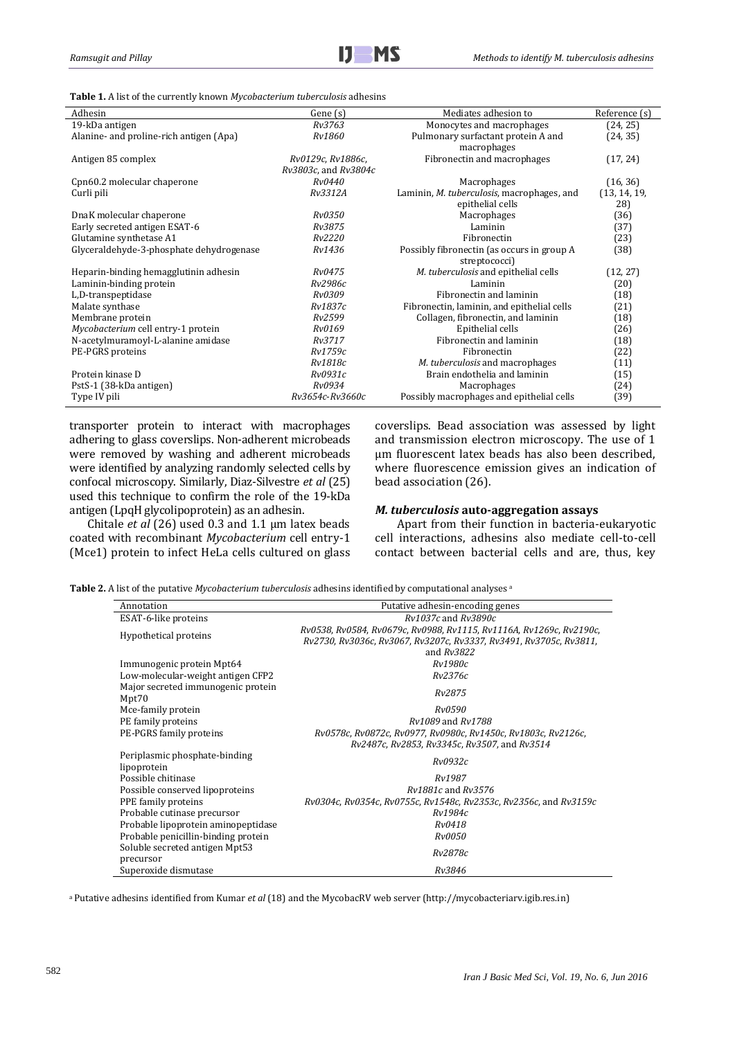**Table 1.** A list of the currently known *Mycobacterium tuberculosis* adhesins

| Adhesin | Gene (s) | Mediates adhesion to | Reference (s) |
|---|---|---|---|
| 19-kDa antigen | *Rv3763* | Monocytes and macrophages | (24, 25) |
| Alanine- and proline-rich antigen (Apa) | *Rv1860* | Pulmonary surfactant protein A and macrophages | (24, 35) |
| Antigen 85 complex | *Rv0129c*, *Rv1886c*, *Rv3803c*, and *Rv3804c* | Fibronectin and macrophages | (17, 24) |
| Cpn60.2 molecular chaperone | *Rv0440* | Macrophages | (16, 36) |
| Curli pili | *Rv3312A* | Laminin, *M. tuberculosis*, macrophages, and epithelial cells | (13, 14, 19, 28) |
| DnaK molecular chaperone | *Rv0350* | Macrophages | (36) |
| Early secreted antigen ESAT-6 | *Rv3875* | Laminin | (37) |
| Glutamine synthetase A1 | *Rv2220* | Fibronectin | (23) |
| Glyceraldehyde-3-phosphate dehydrogenase | *Rv1436* | Possibly fibronectin (as occurs in group A streptococci) | (38) |
| Heparin-binding hemagglutinin adhesin | *Rv0475* | *M. tuberculosis* and epithelial cells | (12, 27) |
| Laminin-binding protein | *Rv2986c* | Laminin | (20) |
| L,D-transpeptidase | *Rv0309* | Fibronectin and laminin | (18) |
| Malate synthase | *Rv1837c* | Fibronectin, laminin, and epithelial cells | (21) |
| Membrane protein | *Rv2599* | Collagen, fibronectin, and laminin | (18) |
| *Mycobacterium* cell entry-1 protein | *Rv0169* | Epithelial cells | (26) |
| N-acetylmuramoyl-L-alanine amidase | *Rv3717* | Fibronectin and laminin | (18) |
| PE-PGRS proteins | *Rv1759c* | Fibronectin | (22) |
| | *Rv1818c* | *M. tuberculosis* and macrophages | (11) |
| Protein kinase D | *Rv0931c* | Brain endothelia and laminin | (15) |
| PstS-1 (38-kDa antigen) | *Rv0934* | Macrophages | (24) |
| Type IV pili | *Rv3654c-Rv3660c* | Possibly macrophages and epithelial cells | (39) |

transporter protein to interact with macrophages adhering to glass coverslips. Non-adherent microbeads were removed by washing and adherent microbeads were identified by analyzing randomly selected cells by confocal microscopy. Similarly, Diaz-Silvestre *et al* (25) used this technique to confirm the role of the 19-kDa antigen (LpqH glycolipoprotein) as an adhesin.

Chitale *et al* (26) used 0.3 and 1.1 µm latex beads coated with recombinant *Mycobacterium* cell entry-1 (Mce1) protein to infect HeLa cells cultured on glass coverslips. Bead association was assessed by light and transmission electron microscopy. The use of 1 µm fluorescent latex beads has also been described, where fluorescence emission gives an indication of bead association (26).

### *M. tuberculosis* auto-aggregation assays

Apart from their function in bacteria-eukaryotic cell interactions, adhesins also mediate cell-to-cell contact between bacterial cells and are, thus, key

**Table 2.** A list of the putative *Mycobacterium tuberculosis* adhesins identified by computational analyses [a]

| Annotation | Putative adhesin-encoding genes |
|---|---|
| ESAT-6-like proteins | *Rv1037c* and *Rv3890c* |
| Hypothetical proteins | *Rv0538*, *Rv0584*, *Rv0679c*, *Rv0988*, *Rv1115*, *Rv1116A*, *Rv1269c*, *Rv2190c*, *Rv2730*, *Rv3036c*, *Rv3067*, *Rv3207c*, *Rv3337*, *Rv3491*, *Rv3705c*, *Rv3811*, and *Rv3822* |
| Immunogenic protein Mpt64 | *Rv1980c* |
| Low-molecular-weight antigen CFP2 | *Rv2376c* |
| Major secreted immunogenic protein Mpt70 | *Rv2875* |
| Mce-family protein | *Rv0590* |
| PE family proteins | *Rv1089* and *Rv1788* |
| PE-PGRS family proteins | *Rv0578c*, *Rv0872c*, *Rv0977*, *Rv0980c*, *Rv1450c*, *Rv1803c*, *Rv2126c*, *Rv2487c*, *Rv2853*, *Rv3345c*, *Rv3507*, and *Rv3514* |
| Periplasmic phosphate-binding lipoprotein | *Rv0932c* |
| Possible chitinase | *Rv1987* |
| Possible conserved lipoproteins | *Rv1881c* and *Rv3576* |
| PPE family proteins | *Rv0304c*, *Rv0354c*, *Rv0755c*, *Rv1548c*, *Rv2353c*, *Rv2356c*, and *Rv3159c* |
| Probable cutinase precursor | *Rv1984c* |
| Probable lipoprotein aminopeptidase | *Rv0418* |
| Probable penicillin-binding protein | *Rv0050* |
| Soluble secreted antigen Mpt53 precursor | *Rv2878c* |
| Superoxide dismutase | *Rv3846* |

[a] Putative adhesins identified from Kumar *et al* (18) and the MycobacRV web server (http://mycobacteriarv.igib.res.in)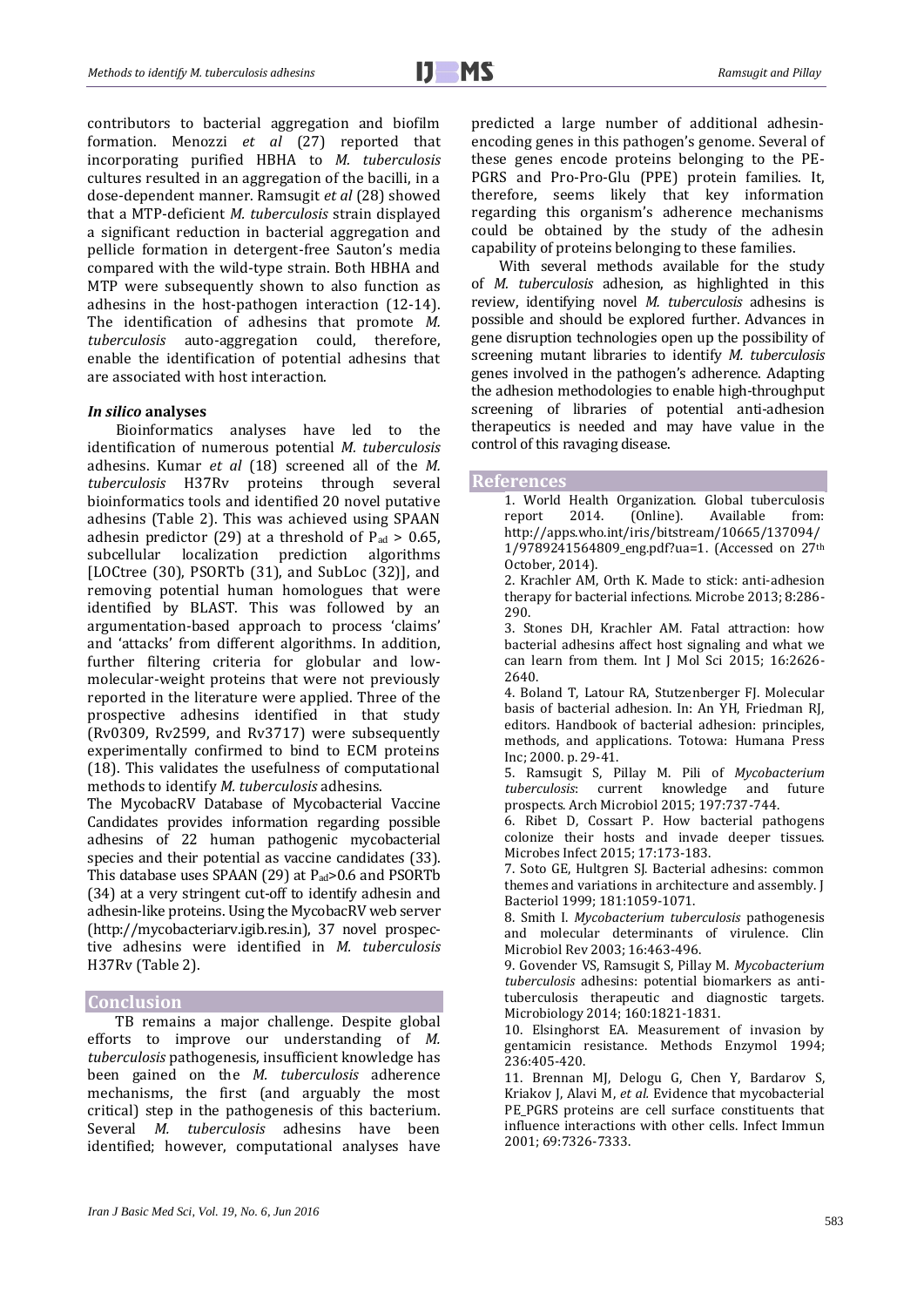contributors to bacterial aggregation and biofilm formation. Menozzi *et al* (27) reported that incorporating purified HBHA to *M. tuberculosis* cultures resulted in an aggregation of the bacilli, in a dose-dependent manner. Ramsugit *et al* (28) showed that a MTP-deficient *M. tuberculosis* strain displayed a significant reduction in bacterial aggregation and pellicle formation in detergent-free Sauton's media compared with the wild-type strain. Both HBHA and MTP were subsequently shown to also function as adhesins in the host-pathogen interaction (12-14). The identification of adhesins that promote *M. tuberculosis* auto-aggregation could, therefore, enable the identification of potential adhesins that are associated with host interaction.

### *In silico* analyses

Bioinformatics analyses have led to the identification of numerous potential *M. tuberculosis* adhesins. Kumar *et al* (18) screened all of the *M. tuberculosis* H37Rv proteins through several bioinformatics tools and identified 20 novel putative adhesins (Table 2). This was achieved using SPAAN adhesin predictor (29) at a threshold of $P_{ad} > 0.65$, subcellular localization prediction algorithms [LOCtree (30), PSORTb (31), and SubLoc (32)], and removing potential human homologues that were identified by BLAST. This was followed by an argumentation-based approach to process 'claims' and 'attacks' from different algorithms. In addition, further filtering criteria for globular and low-molecular-weight proteins that were not previously reported in the literature were applied. Three of the prospective adhesins identified in that study (Rv0309, Rv2599, and Rv3717) were subsequently experimentally confirmed to bind to ECM proteins (18). This validates the usefulness of computational methods to identify *M. tuberculosis* adhesins.

The MycobacRV Database of Mycobacterial Vaccine Candidates provides information regarding possible adhesins of 22 human pathogenic mycobacterial species and their potential as vaccine candidates (33). This database uses SPAAN (29) at $P_{ad}>0.6$ and PSORTb (34) at a very stringent cut-off to identify adhesin and adhesin-like proteins. Using the MycobacRV web server (http://mycobacteriarv.igib.res.in), 37 novel prospective adhesins were identified in *M. tuberculosis* H37Rv (Table 2).

## Conclusion

TB remains a major challenge. Despite global efforts to improve our understanding of *M. tuberculosis* pathogenesis, insufficient knowledge has been gained on the *M. tuberculosis* adherence mechanisms, the first (and arguably the most critical) step in the pathogenesis of this bacterium. Several *M. tuberculosis* adhesins have been identified; however, computational analyses have predicted a large number of additional adhesin-encoding genes in this pathogen's genome. Several of these genes encode proteins belonging to the PE-PGRS and Pro-Pro-Glu (PPE) protein families. It, therefore, seems likely that key information regarding this organism's adherence mechanisms could be obtained by the study of the adhesin capability of proteins belonging to these families.

With several methods available for the study of *M. tuberculosis* adhesion, as highlighted in this review, identifying novel *M. tuberculosis* adhesins is possible and should be explored further. Advances in gene disruption technologies open up the possibility of screening mutant libraries to identify *M. tuberculosis* genes involved in the pathogen's adherence. Adapting the adhesion methodologies to enable high-throughput screening of libraries of potential anti-adhesion therapeutics is needed and may have value in the control of this ravaging disease.

## References

1. World Health Organization. Global tuberculosis report 2014. (Online). Available from: http://apps.who.int/iris/bitstream/10665/137094/1/9789241564809_eng.pdf?ua=1. (Accessed on 27th October, 2014).
2. Krachler AM, Orth K. Made to stick: anti-adhesion therapy for bacterial infections. Microbe 2013; 8:286-290.
3. Stones DH, Krachler AM. Fatal attraction: how bacterial adhesins affect host signaling and what we can learn from them. Int J Mol Sci 2015; 16:2626-2640.
4. Boland T, Latour RA, Stutzenberger FJ. Molecular basis of bacterial adhesion. In: An YH, Friedman RJ, editors. Handbook of bacterial adhesion: principles, methods, and applications. Totowa: Humana Press Inc; 2000. p. 29-41.
5. Ramsugit S, Pillay M. Pili of *Mycobacterium tuberculosis*: current knowledge and future prospects. Arch Microbiol 2015; 197:737-744.
6. Ribet D, Cossart P. How bacterial pathogens colonize their hosts and invade deeper tissues. Microbes Infect 2015; 17:173-183.
7. Soto GE, Hultgren SJ. Bacterial adhesins: common themes and variations in architecture and assembly. J Bacteriol 1999; 181:1059-1071.
8. Smith I. *Mycobacterium tuberculosis* pathogenesis and molecular determinants of virulence. Clin Microbiol Rev 2003; 16:463-496.
9. Govender VS, Ramsugit S, Pillay M. *Mycobacterium tuberculosis* adhesins: potential biomarkers as anti-tuberculosis therapeutic and diagnostic targets. Microbiology 2014; 160:1821-1831.
10. Elsinghorst EA. Measurement of invasion by gentamicin resistance. Methods Enzymol 1994; 236:405-420.
11. Brennan MJ, Delogu G, Chen Y, Bardarov S, Kriakov J, Alavi M, *et al.* Evidence that mycobacterial PE_PGRS proteins are cell surface constituents that influence interactions with other cells. Infect Immun 2001; 69:7326-7333.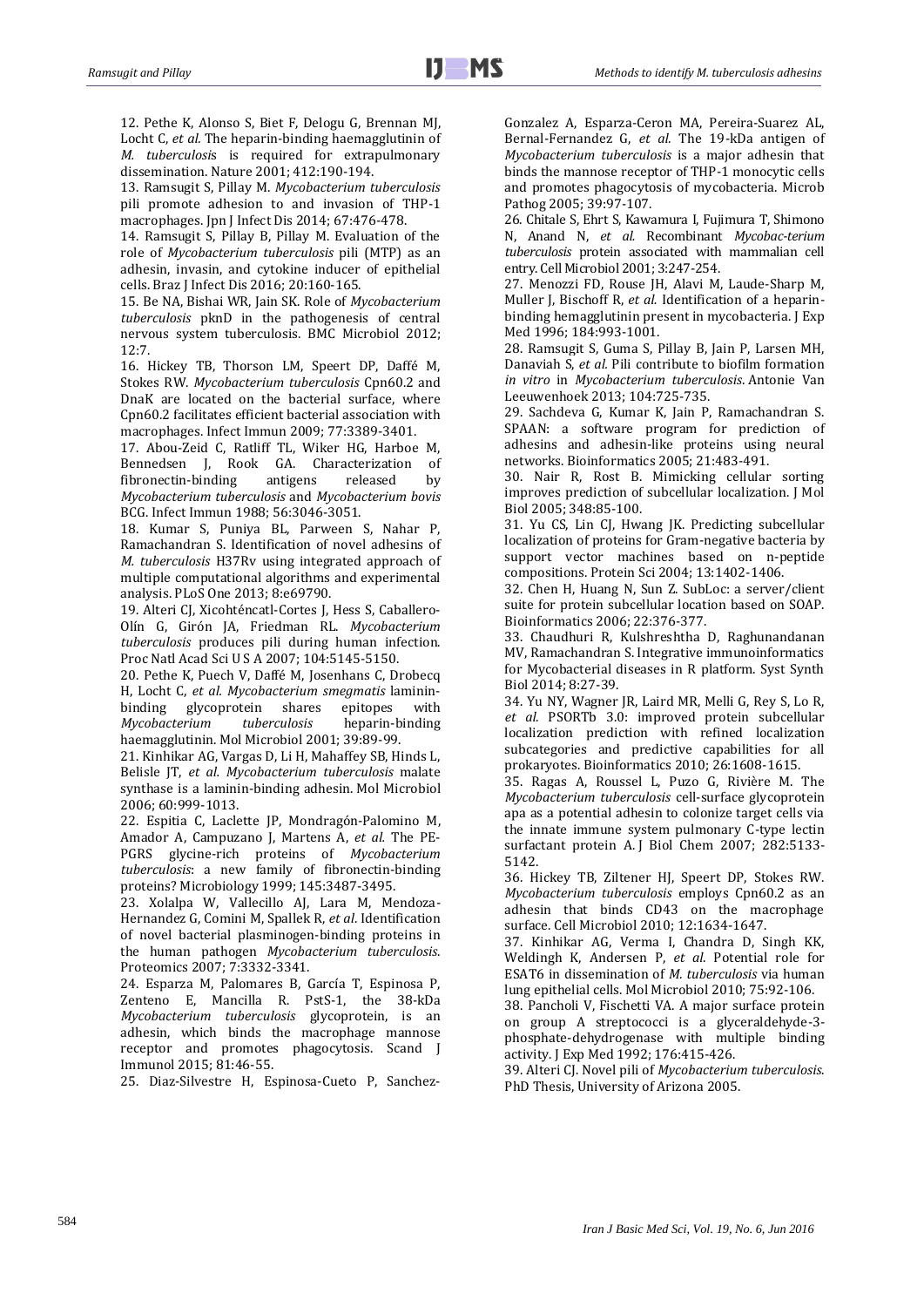12. Pethe K, Alonso S, Biet F, Delogu G, Brennan MJ, Locht C, *et al.* The heparin-binding haemagglutinin of *M. tuberculosis* is required for extrapulmonary dissemination. Nature 2001; 412:190-194.

13. Ramsugit S, Pillay M. *Mycobacterium tuberculosis* pili promote adhesion to and invasion of THP-1 macrophages. Jpn J Infect Dis 2014; 67:476-478.

14. Ramsugit S, Pillay B, Pillay M. Evaluation of the role of *Mycobacterium tuberculosis* pili (MTP) as an adhesin, invasin, and cytokine inducer of epithelial cells. Braz J Infect Dis 2016; 20:160-165.

15. Be NA, Bishai WR, Jain SK. Role of *Mycobacterium tuberculosis* pknD in the pathogenesis of central nervous system tuberculosis. BMC Microbiol 2012; 12:7.

16. Hickey TB, Thorson LM, Speert DP, Daffé M, Stokes RW. *Mycobacterium tuberculosis* Cpn60.2 and DnaK are located on the bacterial surface, where Cpn60.2 facilitates efficient bacterial association with macrophages. Infect Immun 2009; 77:3389-3401.

17. Abou-Zeid C, Ratliff TL, Wiker HG, Harboe M, Bennedsen J, Rook GA. Characterization of fibronectin-binding antigens released by *Mycobacterium tuberculosis* and *Mycobacterium bovis* BCG. Infect Immun 1988; 56:3046-3051.

18. Kumar S, Puniya BL, Parween S, Nahar P, Ramachandran S. Identification of novel adhesins of *M. tuberculosis* H37Rv using integrated approach of multiple computational algorithms and experimental analysis. PLoS One 2013; 8:e69790.

19. Alteri CJ, Xicohténcatl-Cortes J, Hess S, Caballero-Olín G, Girón JA, Friedman RL. *Mycobacterium tuberculosis* produces pili during human infection. Proc Natl Acad Sci U S A 2007; 104:5145-5150.

20. Pethe K, Puech V, Daffé M, Josenhans C, Drobecq H, Locht C, *et al. Mycobacterium smegmatis* laminin-binding glycoprotein shares epitopes with *Mycobacterium tuberculosis* heparin-binding haemagglutinin. Mol Microbiol 2001; 39:89-99.

21. Kinhikar AG, Vargas D, Li H, Mahaffey SB, Hinds L, Belisle JT, *et al. Mycobacterium tuberculosis* malate synthase is a laminin-binding adhesin. Mol Microbiol 2006; 60:999-1013.

22. Espitia C, Laclette JP, Mondragón-Palomino M, Amador A, Campuzano J, Martens A, *et al.* The PE-PGRS glycine-rich proteins of *Mycobacterium tuberculosis*: a new family of fibronectin-binding proteins? Microbiology 1999; 145:3487-3495.

23. Xolalpa W, Vallecillo AJ, Lara M, Mendoza-Hernandez G, Comini M, Spallek R, *et al.* Identification of novel bacterial plasminogen-binding proteins in the human pathogen *Mycobacterium tuberculosis*. Proteomics 2007; 7:3332-3341.

24. Esparza M, Palomares B, García T, Espinosa P, Zenteno E, Mancilla R. PstS-1, the 38-kDa *Mycobacterium tuberculosis* glycoprotein, is an adhesin, which binds the macrophage mannose receptor and promotes phagocytosis. Scand J Immunol 2015; 81:46-55.

25. Diaz-Silvestre H, Espinosa-Cueto P, Sanchez-Gonzalez A, Esparza-Ceron MA, Pereira-Suarez AL, Bernal-Fernandez G, *et al.* The 19-kDa antigen of *Mycobacterium tuberculosis* is a major adhesin that binds the mannose receptor of THP-1 monocytic cells and promotes phagocytosis of mycobacteria. Microb Pathog 2005; 39:97-107.

26. Chitale S, Ehrt S, Kawamura I, Fujimura T, Shimono N, Anand N, *et al.* Recombinant *Mycobac-terium tuberculosis* protein associated with mammalian cell entry. Cell Microbiol 2001; 3:247-254.

27. Menozzi FD, Rouse JH, Alavi M, Laude-Sharp M, Muller J, Bischoff R, *et al.* Identification of a heparin-binding hemagglutinin present in mycobacteria. J Exp Med 1996; 184:993-1001.

28. Ramsugit S, Guma S, Pillay B, Jain P, Larsen MH, Danaviah S, *et al.* Pili contribute to biofilm formation *in vitro* in *Mycobacterium tuberculosis*. Antonie Van Leeuwenhoek 2013; 104:725-735.

29. Sachdeva G, Kumar K, Jain P, Ramachandran S. SPAAN: a software program for prediction of adhesins and adhesin-like proteins using neural networks. Bioinformatics 2005; 21:483-491.

30. Nair R, Rost B. Mimicking cellular sorting improves prediction of subcellular localization. J Mol Biol 2005; 348:85-100.

31. Yu CS, Lin CJ, Hwang JK. Predicting subcellular localization of proteins for Gram-negative bacteria by support vector machines based on n-peptide compositions. Protein Sci 2004; 13:1402-1406.

32. Chen H, Huang N, Sun Z. SubLoc: a server/client suite for protein subcellular location based on SOAP. Bioinformatics 2006; 22:376-377.

33. Chaudhuri R, Kulshreshtha D, Raghunandanan MV, Ramachandran S. Integrative immunoinformatics for Mycobacterial diseases in R platform. Syst Synth Biol 2014; 8:27-39.

34. Yu NY, Wagner JR, Laird MR, Melli G, Rey S, Lo R, *et al.* PSORTb 3.0: improved protein subcellular localization prediction with refined localization subcategories and predictive capabilities for all prokaryotes. Bioinformatics 2010; 26:1608-1615.

35. Ragas A, Roussel L, Puzo G, Rivière M. The *Mycobacterium tuberculosis* cell-surface glycoprotein apa as a potential adhesin to colonize target cells via the innate immune system pulmonary C-type lectin surfactant protein A. J Biol Chem 2007; 282:5133-5142.

36. Hickey TB, Ziltener HJ, Speert DP, Stokes RW. *Mycobacterium tuberculosis* employs Cpn60.2 as an adhesin that binds CD43 on the macrophage surface. Cell Microbiol 2010; 12:1634-1647.

37. Kinhikar AG, Verma I, Chandra D, Singh KK, Weldingh K, Andersen P, *et al.* Potential role for ESAT6 in dissemination of *M. tuberculosis* via human lung epithelial cells. Mol Microbiol 2010; 75:92-106.

38. Pancholi V, Fischetti VA. A major surface protein on group A streptococci is a glyceraldehyde-3-phosphate-dehydrogenase with multiple binding activity. J Exp Med 1992; 176:415-426.

39. Alteri CJ. Novel pili of *Mycobacterium tuberculosis*. PhD Thesis, University of Arizona 2005.